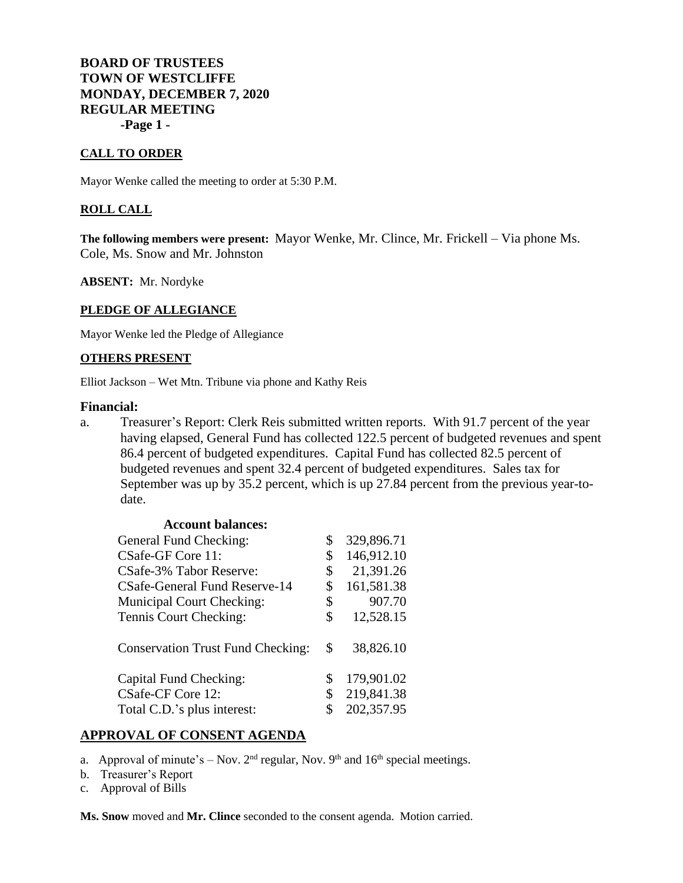**BOARD OF TRUSTEES**
**TOWN OF WESTCLIFFE**
**MONDAY, DECEMBER 7, 2020**
**REGULAR MEETING**

## CALL TO ORDER

Mayor Wenke called the meeting to order at 5:30 P.M.

## ROLL CALL

**The following members were present:** Mayor Wenke, Mr. Clince, Mr. Frickell – Via phone Ms. Cole, Ms. Snow and Mr. Johnston

**ABSENT:** Mr. Nordyke

## PLEDGE OF ALLEGIANCE

Mayor Wenke led the Pledge of Allegiance

## OTHERS PRESENT

Elliot Jackson – Wet Mtn. Tribune via phone and Kathy Reis

## Financial:

a. Treasurer's Report: Clerk Reis submitted written reports. With 91.7 percent of the year having elapsed, General Fund has collected 122.5 percent of budgeted revenues and spent 86.4 percent of budgeted expenditures. Capital Fund has collected 82.5 percent of budgeted revenues and spent 32.4 percent of budgeted expenditures. Sales tax for September was up by 35.2 percent, which is up 27.84 percent from the previous year-to-date.

**Account balances:**

| Account | Balance |
|---|---|
| General Fund Checking: | $ 329,896.71 |
| CSafe-GF Core 11: | $ 146,912.10 |
| CSafe-3% Tabor Reserve: | $ 21,391.26 |
| CSafe-General Fund Reserve-14 | $ 161,581.38 |
| Municipal Court Checking: | $ 907.70 |
| Tennis Court Checking: | $ 12,528.15 |
| Conservation Trust Fund Checking: | $ 38,826.10 |
| Capital Fund Checking: | $ 179,901.02 |
| CSafe-CF Core 12: | $ 219,841.38 |
| Total C.D.'s plus interest: | $ 202,357.95 |

## APPROVAL OF CONSENT AGENDA

a. Approval of minute's – Nov. 2nd regular, Nov. 9th and 16th special meetings.
b. Treasurer's Report
c. Approval of Bills

**Ms. Snow** moved and **Mr. Clince** seconded to the consent agenda. Motion carried.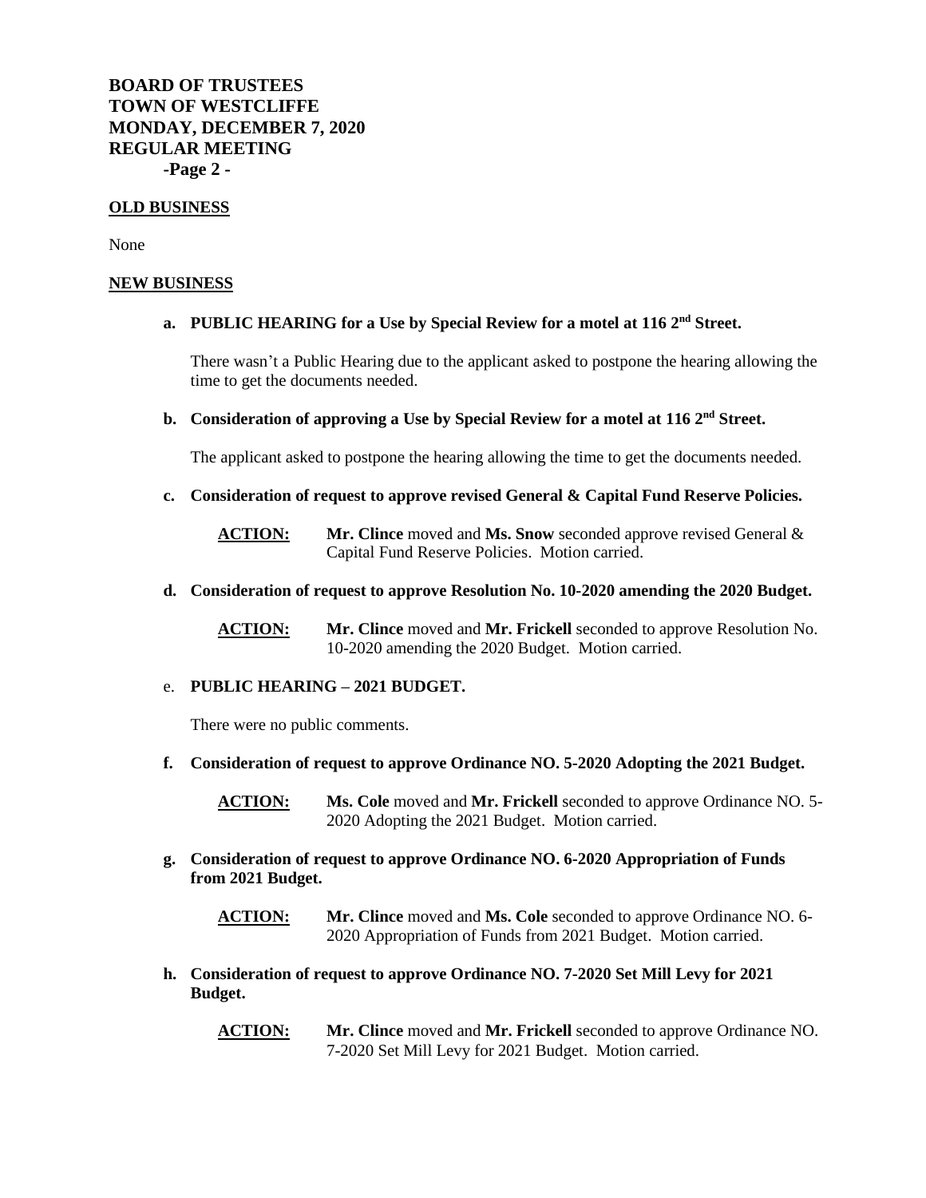**BOARD OF TRUSTEES**
**TOWN OF WESTCLIFFE**
**MONDAY, DECEMBER 7, 2020**
**REGULAR MEETING**
**-Page 2 -**

**OLD BUSINESS**

None

**NEW BUSINESS**

**a. PUBLIC HEARING for a Use by Special Review for a motel at 116 2nd Street.**

There wasn't a Public Hearing due to the applicant asked to postpone the hearing allowing the time to get the documents needed.

**b. Consideration of approving a Use by Special Review for a motel at 116 2nd Street.**

The applicant asked to postpone the hearing allowing the time to get the documents needed.

**c. Consideration of request to approve revised General & Capital Fund Reserve Policies.**

**ACTION:** **Mr. Clince** moved and **Ms. Snow** seconded approve revised General & Capital Fund Reserve Policies. Motion carried.

**d. Consideration of request to approve Resolution No. 10-2020 amending the 2020 Budget.**

**ACTION:** **Mr. Clince** moved and **Mr. Frickell** seconded to approve Resolution No. 10-2020 amending the 2020 Budget. Motion carried.

e. **PUBLIC HEARING – 2021 BUDGET.**

There were no public comments.

**f. Consideration of request to approve Ordinance NO. 5-2020 Adopting the 2021 Budget.**

**ACTION:** **Ms. Cole** moved and **Mr. Frickell** seconded to approve Ordinance NO. 5-2020 Adopting the 2021 Budget. Motion carried.

**g. Consideration of request to approve Ordinance NO. 6-2020 Appropriation of Funds from 2021 Budget.**

**ACTION:** **Mr. Clince** moved and **Ms. Cole** seconded to approve Ordinance NO. 6-2020 Appropriation of Funds from 2021 Budget. Motion carried.

**h. Consideration of request to approve Ordinance NO. 7-2020 Set Mill Levy for 2021 Budget.**

**ACTION:** **Mr. Clince** moved and **Mr. Frickell** seconded to approve Ordinance NO. 7-2020 Set Mill Levy for 2021 Budget. Motion carried.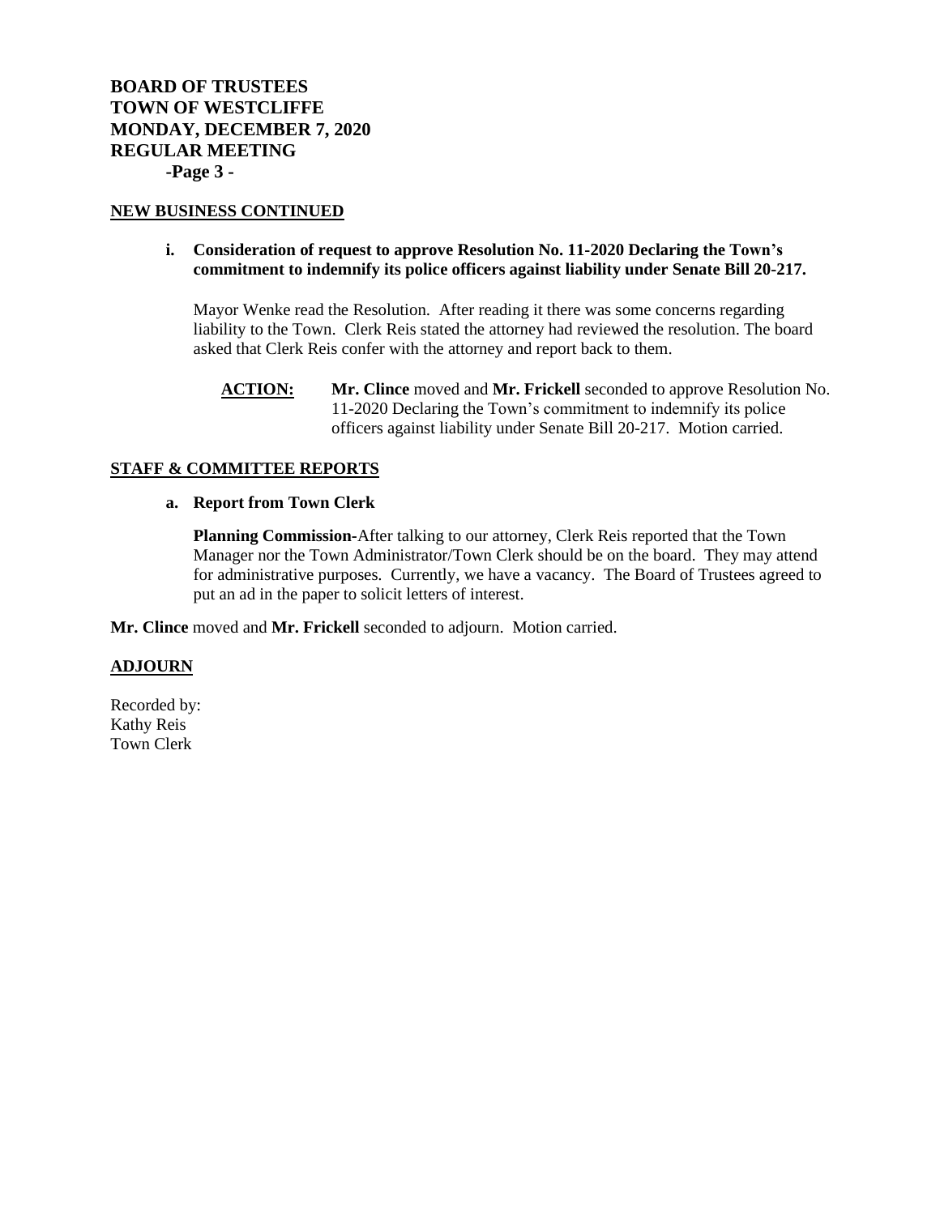**BOARD OF TRUSTEES**
**TOWN OF WESTCLIFFE**
**MONDAY, DECEMBER 7, 2020**
**REGULAR MEETING**
**-Page 3 -**

## NEW BUSINESS CONTINUED

**i. Consideration of request to approve Resolution No. 11-2020 Declaring the Town's commitment to indemnify its police officers against liability under Senate Bill 20-217.**

Mayor Wenke read the Resolution. After reading it there was some concerns regarding liability to the Town. Clerk Reis stated the attorney had reviewed the resolution. The board asked that Clerk Reis confer with the attorney and report back to them.

**ACTION:** **Mr. Clince** moved and **Mr. Frickell** seconded to approve Resolution No. 11-2020 Declaring the Town's commitment to indemnify its police officers against liability under Senate Bill 20-217. Motion carried.

## STAFF & COMMITTEE REPORTS

**a. Report from Town Clerk**

**Planning Commission-**After talking to our attorney, Clerk Reis reported that the Town Manager nor the Town Administrator/Town Clerk should be on the board. They may attend for administrative purposes. Currently, we have a vacancy. The Board of Trustees agreed to put an ad in the paper to solicit letters of interest.

**Mr. Clince** moved and **Mr. Frickell** seconded to adjourn. Motion carried.

## ADJOURN

Recorded by:
Kathy Reis
Town Clerk